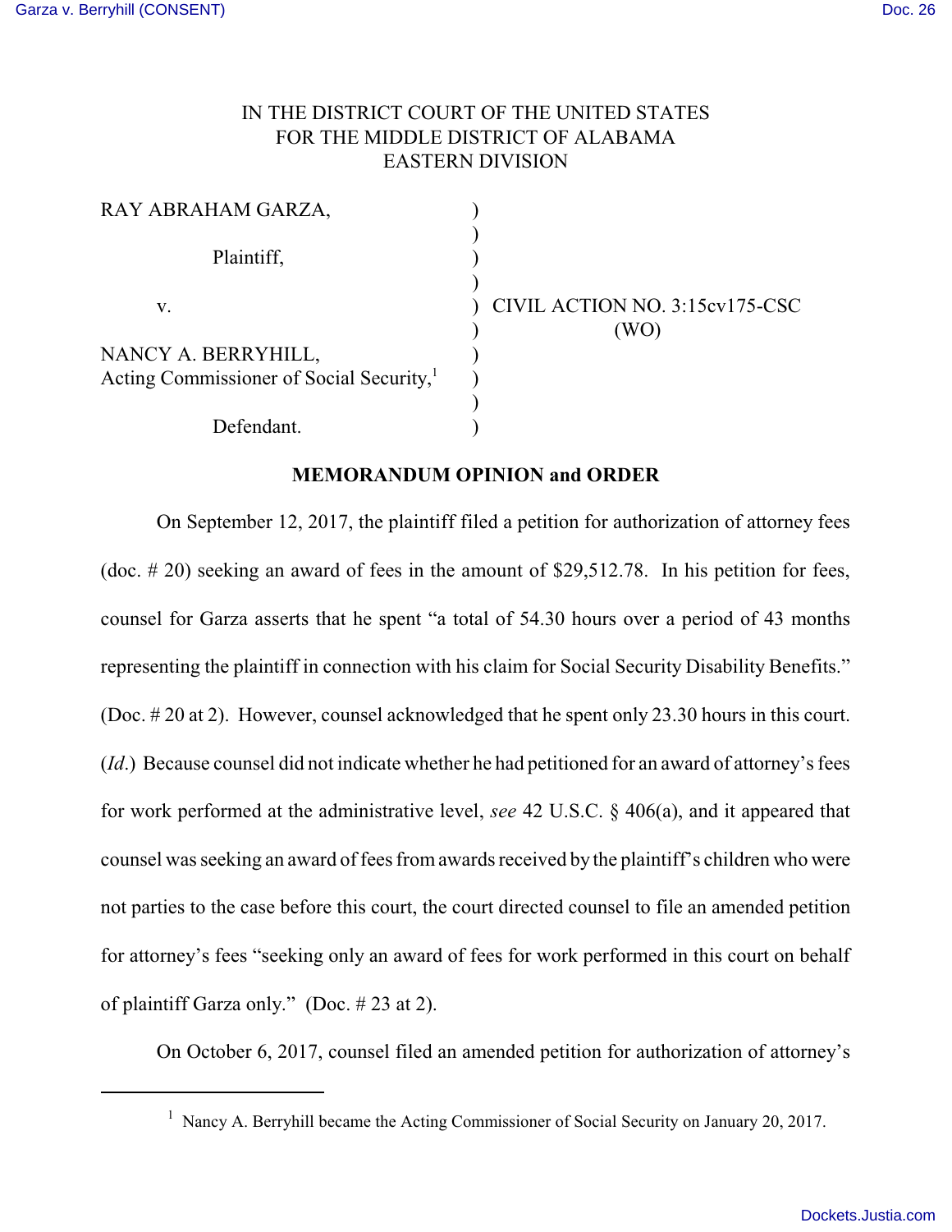IN THE DISTRICT COURT OF THE UNITED STATES
FOR THE MIDDLE DISTRICT OF ALABAMA
EASTERN DIVISION

RAY ABRAHAM GARZA,

Plaintiff,

v.

NANCY A. BERRYHILL,
Acting Commissioner of Social Security,[1]

Defendant.

CIVIL ACTION NO. 3:15cv175-CSC
(WO)

**MEMORANDUM OPINION and ORDER**

On September 12, 2017, the plaintiff filed a petition for authorization of attorney fees (doc. # 20) seeking an award of fees in the amount of $29,512.78. In his petition for fees, counsel for Garza asserts that he spent "a total of 54.30 hours over a period of 43 months representing the plaintiff in connection with his claim for Social Security Disability Benefits." (Doc. # 20 at 2). However, counsel acknowledged that he spent only 23.30 hours in this court. (*Id*.) Because counsel did not indicate whether he had petitioned for an award of attorney's fees for work performed at the administrative level, *see* 42 U.S.C. § 406(a), and it appeared that counsel was seeking an award of fees from awards received by the plaintiff's children who were not parties to the case before this court, the court directed counsel to file an amended petition for attorney's fees "seeking only an award of fees for work performed in this court on behalf of plaintiff Garza only." (Doc. # 23 at 2).

On October 6, 2017, counsel filed an amended petition for authorization of attorney's

[1] Nancy A. Berryhill became the Acting Commissioner of Social Security on January 20, 2017.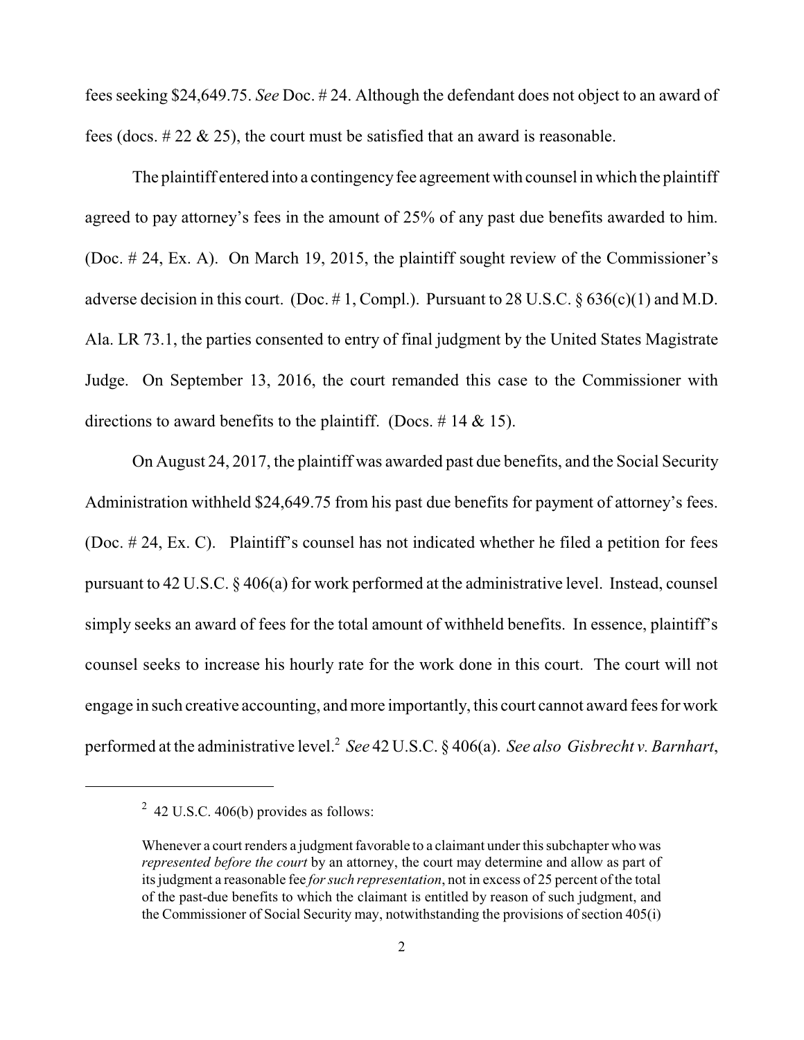fees seeking $24,649.75. *See* Doc. # 24. Although the defendant does not object to an award of fees (docs. # 22 & 25), the court must be satisfied that an award is reasonable.

The plaintiff entered into a contingency fee agreement with counsel in which the plaintiff agreed to pay attorney's fees in the amount of 25% of any past due benefits awarded to him. (Doc. # 24, Ex. A). On March 19, 2015, the plaintiff sought review of the Commissioner's adverse decision in this court. (Doc. # 1, Compl.). Pursuant to 28 U.S.C. § 636(c)(1) and M.D. Ala. LR 73.1, the parties consented to entry of final judgment by the United States Magistrate Judge. On September 13, 2016, the court remanded this case to the Commissioner with directions to award benefits to the plaintiff. (Docs. # 14 & 15).

On August 24, 2017, the plaintiff was awarded past due benefits, and the Social Security Administration withheld $24,649.75 from his past due benefits for payment of attorney's fees. (Doc. # 24, Ex. C). Plaintiff's counsel has not indicated whether he filed a petition for fees pursuant to 42 U.S.C. § 406(a) for work performed at the administrative level. Instead, counsel simply seeks an award of fees for the total amount of withheld benefits. In essence, plaintiff's counsel seeks to increase his hourly rate for the work done in this court. The court will not engage in such creative accounting, and more importantly, this court cannot award fees for work performed at the administrative level.[2] *See* 42 U.S.C. § 406(a). *See also Gisbrecht v. Barnhart*,

---

[2] 42 U.S.C. 406(b) provides as follows:

> Whenever a court renders a judgment favorable to a claimant under this subchapter who was *represented before the court* by an attorney, the court may determine and allow as part of its judgment a reasonable fee *for such representation*, not in excess of 25 percent of the total of the past-due benefits to which the claimant is entitled by reason of such judgment, and the Commissioner of Social Security may, notwithstanding the provisions of section 405(i)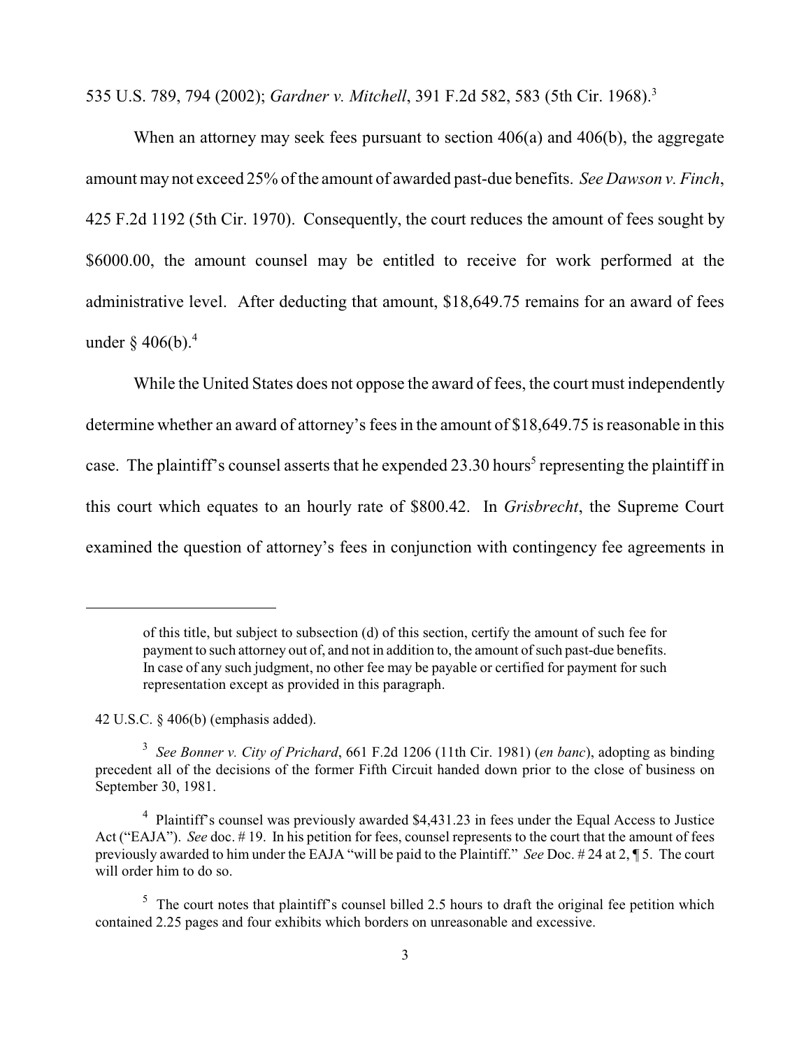535 U.S. 789, 794 (2002); *Gardner v. Mitchell*, 391 F.2d 582, 583 (5th Cir. 1968).[3]

When an attorney may seek fees pursuant to section 406(a) and 406(b), the aggregate amount may not exceed 25% of the amount of awarded past-due benefits. *See Dawson v. Finch*, 425 F.2d 1192 (5th Cir. 1970). Consequently, the court reduces the amount of fees sought by $6000.00, the amount counsel may be entitled to receive for work performed at the administrative level. After deducting that amount, $18,649.75 remains for an award of fees under § 406(b).[4]

While the United States does not oppose the award of fees, the court must independently determine whether an award of attorney's fees in the amount of $18,649.75 is reasonable in this case. The plaintiff's counsel asserts that he expended 23.30 hours[5] representing the plaintiff in this court which equates to an hourly rate of $800.42. In *Grisbrecht*, the Supreme Court examined the question of attorney's fees in conjunction with contingency fee agreements in

---

> of this title, but subject to subsection (d) of this section, certify the amount of such fee for payment to such attorney out of, and not in addition to, the amount of such past-due benefits. In case of any such judgment, no other fee may be payable or certified for payment for such representation except as provided in this paragraph.

42 U.S.C. § 406(b) (emphasis added).

[3] *See Bonner v. City of Prichard*, 661 F.2d 1206 (11th Cir. 1981) (*en banc*), adopting as binding precedent all of the decisions of the former Fifth Circuit handed down prior to the close of business on September 30, 1981.

[4] Plaintiff's counsel was previously awarded $4,431.23 in fees under the Equal Access to Justice Act ("EAJA"). *See* doc. # 19. In his petition for fees, counsel represents to the court that the amount of fees previously awarded to him under the EAJA "will be paid to the Plaintiff." *See* Doc. # 24 at 2, ¶ 5. The court will order him to do so.

[5] The court notes that plaintiff's counsel billed 2.5 hours to draft the original fee petition which contained 2.25 pages and four exhibits which borders on unreasonable and excessive.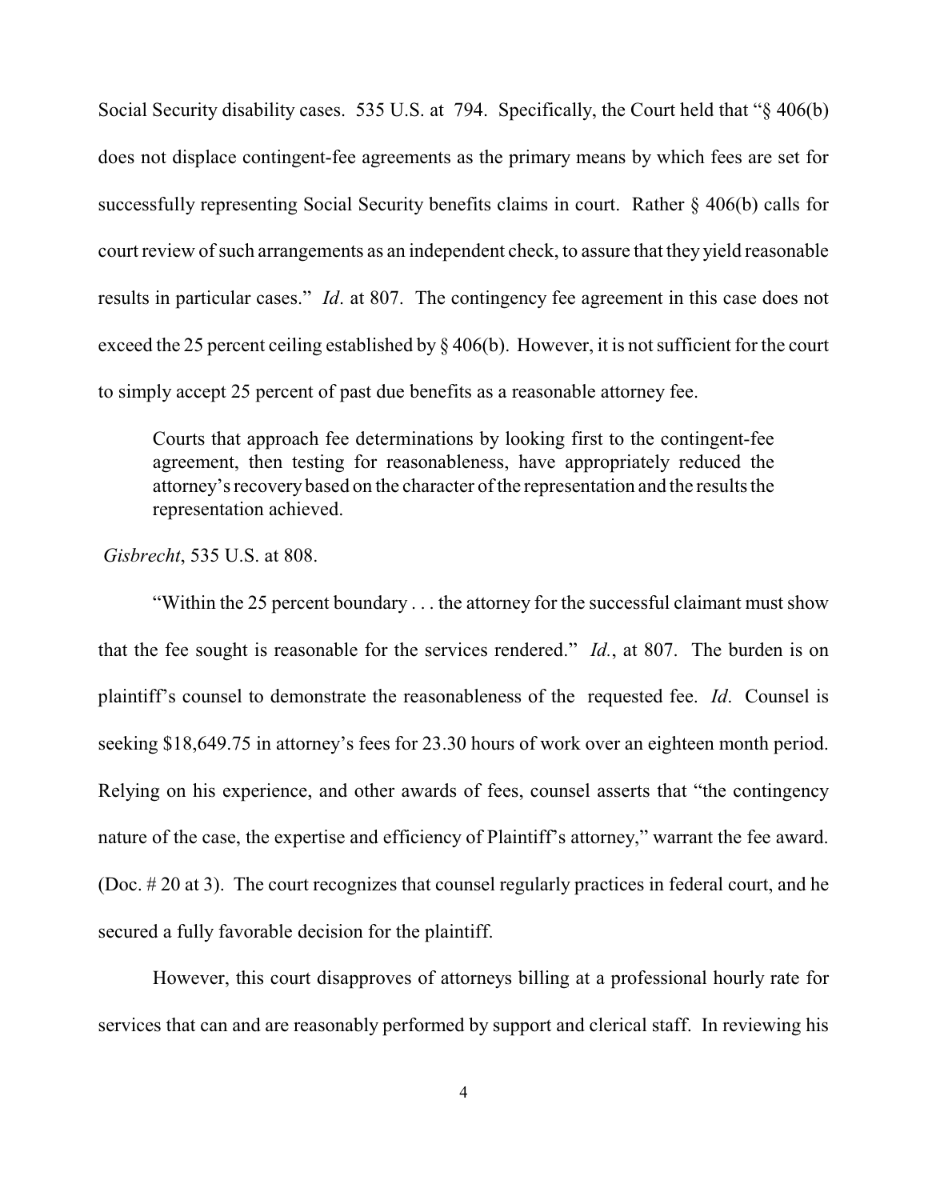Social Security disability cases. 535 U.S. at 794. Specifically, the Court held that "§ 406(b) does not displace contingent-fee agreements as the primary means by which fees are set for successfully representing Social Security benefits claims in court. Rather § 406(b) calls for court review of such arrangements as an independent check, to assure that they yield reasonable results in particular cases." *Id*. at 807. The contingency fee agreement in this case does not exceed the 25 percent ceiling established by § 406(b). However, it is not sufficient for the court to simply accept 25 percent of past due benefits as a reasonable attorney fee.

> Courts that approach fee determinations by looking first to the contingent-fee agreement, then testing for reasonableness, have appropriately reduced the attorney's recovery based on the character of the representation and the results the representation achieved.

*Gisbrecht*, 535 U.S. at 808.

"Within the 25 percent boundary . . . the attorney for the successful claimant must show that the fee sought is reasonable for the services rendered." *Id*., at 807. The burden is on plaintiff's counsel to demonstrate the reasonableness of the requested fee. *Id*. Counsel is seeking $18,649.75 in attorney's fees for 23.30 hours of work over an eighteen month period. Relying on his experience, and other awards of fees, counsel asserts that "the contingency nature of the case, the expertise and efficiency of Plaintiff's attorney," warrant the fee award. (Doc. # 20 at 3). The court recognizes that counsel regularly practices in federal court, and he secured a fully favorable decision for the plaintiff.

However, this court disapproves of attorneys billing at a professional hourly rate for services that can and are reasonably performed by support and clerical staff. In reviewing his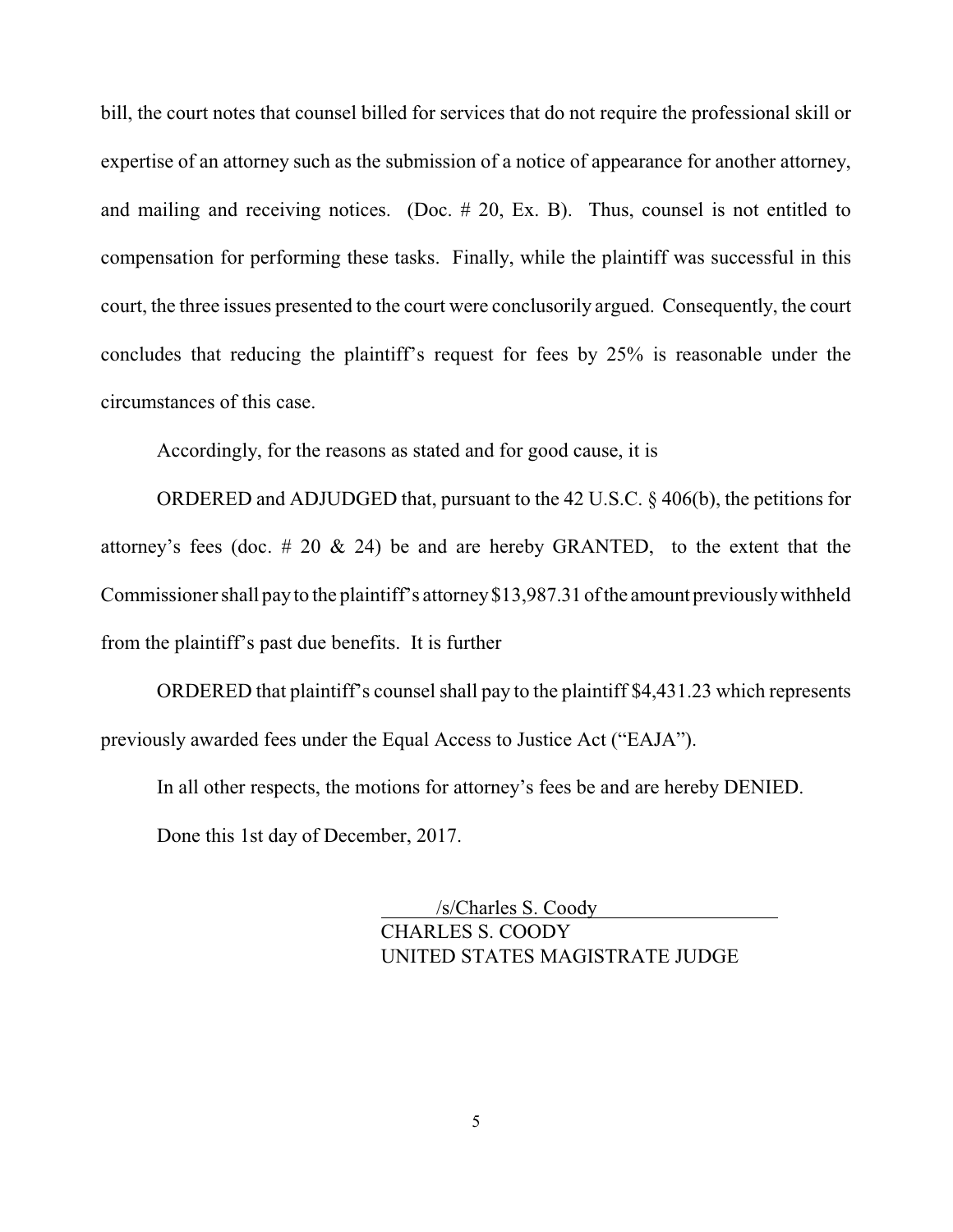bill, the court notes that counsel billed for services that do not require the professional skill or expertise of an attorney such as the submission of a notice of appearance for another attorney, and mailing and receiving notices. (Doc. # 20, Ex. B). Thus, counsel is not entitled to compensation for performing these tasks. Finally, while the plaintiff was successful in this court, the three issues presented to the court were conclusorily argued. Consequently, the court concludes that reducing the plaintiff's request for fees by 25% is reasonable under the circumstances of this case.

Accordingly, for the reasons as stated and for good cause, it is

ORDERED and ADJUDGED that, pursuant to the 42 U.S.C. § 406(b), the petitions for attorney's fees (doc. # 20 & 24) be and are hereby GRANTED, to the extent that the Commissioner shall pay to the plaintiff's attorney $13,987.31 of the amount previously withheld from the plaintiff's past due benefits. It is further

ORDERED that plaintiff's counsel shall pay to the plaintiff $4,431.23 which represents previously awarded fees under the Equal Access to Justice Act ("EAJA").

In all other respects, the motions for attorney's fees be and are hereby DENIED.

Done this 1st day of December, 2017.

/s/Charles S. Coody
CHARLES S. COODY
UNITED STATES MAGISTRATE JUDGE